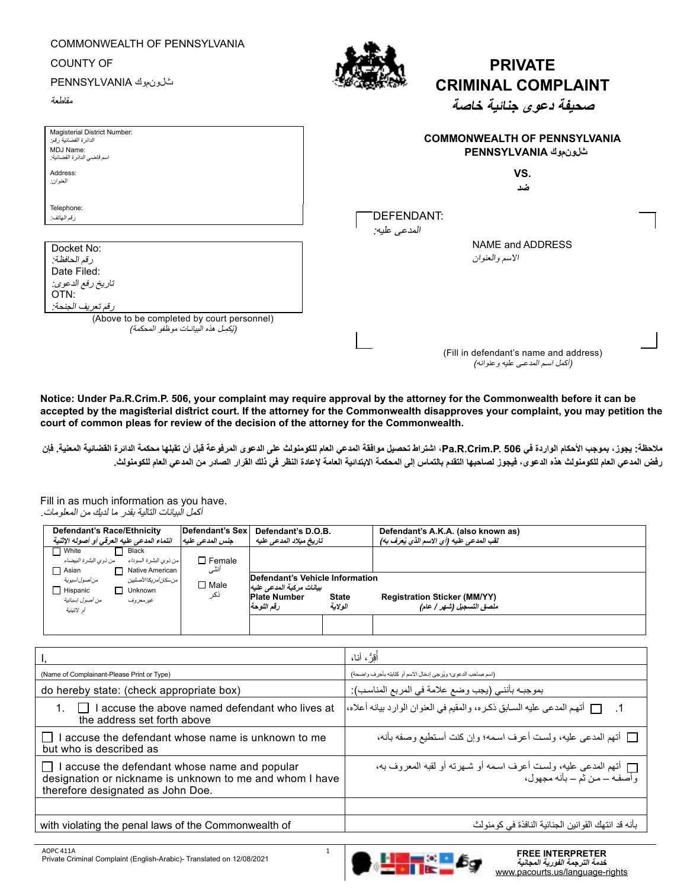COMMONWEALTH OF PENNSYLVANIA

COUNTY OF

PENNSYLVANIA كومنولث

مقاطعة

# PRIVATE CRIMINAL COMPLAINT

# صحيفة دعوى جنائية خاصة

| Magisterial District Number: الدائرة القضائية رقم: |
|---|
| MDJ Name: اسم قاضي الدائرة القضائية: |
| Address: العنوان: |
| Telephone: رقم الهاتف: |

**COMMONWEALTH OF PENNSYLVANIA**
**PENNSYLVANIA كومنولث**

**VS.**
**ضد**

DEFENDANT:
المدعى عليه:

NAME and ADDRESS
الاسم والعنوان

(Fill in defendant's name and address)
(أكمل اسم المدعى عليه وعنوانه)

| Docket No: رقم الحافظة: |
|---|
| Date Filed: تاريخ رفع الدعوى: |
| OTN: رقم تعريف الجنحة: |

(Above to be completed by court personnel)
(يُكمل هذه البيانات موظفو المحكمة)

**Notice: Under Pa.R.Crim.P. 506, your complaint may require approval by the attorney for the Commonwealth before it can be accepted by the magisterial district court. If the attorney for the Commonwealth disapproves your complaint, you may petition the court of common pleas for review of the decision of the attorney for the Commonwealth.**

**ملاحظة: يجوز، بموجب الأحكام الواردة في Pa.R.Crim.P. 506، اشتراط تحصيل موافقة المدعي العام للكومنولث على الدعوى المرفوعة قبل أن تقبلها محكمة الدائرة القضائية المعنية. فإن رفض المدعي العام للكومنولث هذه الدعوى، فيجوز لصاحبها التقدم بالتماس إلى المحكمة الابتدائية العامة لإعادة النظر في ذلك القرار الصادر من المدعي العام للكومنولث.**

Fill in as much information as you have.
أكمل البيانات التالية بقدر ما لديك من المعلومات.

| Defendant's Race/Ethnicity انتماء المدعى عليه العرقي أو أصوله الإثنية | Defendant's Sex جنس المدعى عليه | Defendant's D.O.B. تاريخ ميلاد المدعى عليه | | Defendant's A.K.A. (also known as) لقب المدعى عليه (أي الاسم الذي يُعرف به) |
|---|---|---|---|---|
| ☐ White من ذوي البشرة البيضاء ☐ Black من ذوي البشرة السوداء ☐ Asian من أصول آسيوية ☐ Native American من سكان أمريكا الأصليين ☐ Hispanic من أصول إسبانية أو لاتينية ☐ Unknown غير معروف | ☐ Female أنثى ☐ Male ذكر | | | |
| | | Defendant's Vehicle Information بيانات مركبة المدعى عليه | | |
| | | Plate Number رقم اللوحة | State الولاية | Registration Sticker (MM/YY) ملصق التسجيل (شهر / عام) |
| | | | | |

| | |
|---|---|
| I, | أقرُ، أنا، |
| (Name of Complainant-Please Print or Type) | (اسم صاحب الدعوى؛ ويُرجى إدخال الاسم أو كتابته بأحرف واضحة) |
| do hereby state: (check appropriate box) | بموجبه بأنني (يجب وضع علامة في المربع المناسب): |
| 1. ☐ I accuse the above named defendant who lives at the address set forth above | 1. ☐ أتهم المدعى عليه السابق ذكره، والمقيم في العنوان الوارد بيانه أعلاه، |
| ☐ I accuse the defendant whose name is unknown to me but who is described as | ☐ أتهم المدعى عليه، ولست أعرف اسمه؛ وإن كنت أستطيع وصفه بأنه، |
| ☐ I accuse the defendant whose name and popular designation or nickname is unknown to me and whom I have therefore designated as John Doe. | ☐ أتهم المدعى عليه، ولست أعرف اسمه أو شهرته أو لقبه المعروف به، وأصفه – من ثم – بأنه مجهول، |
| | |
| with violating the penal laws of the Commonwealth of | بأنه قد انتهك القوانين الجنائية النافذة في كومنولث |

AOPC 411A
Private Criminal Complaint (English-Arabic)- Translated on 12/08/2021

**FREE INTERPRETER**
**خدمة الترجمة الفورية المجانية**
www.pacourts.us/language-rights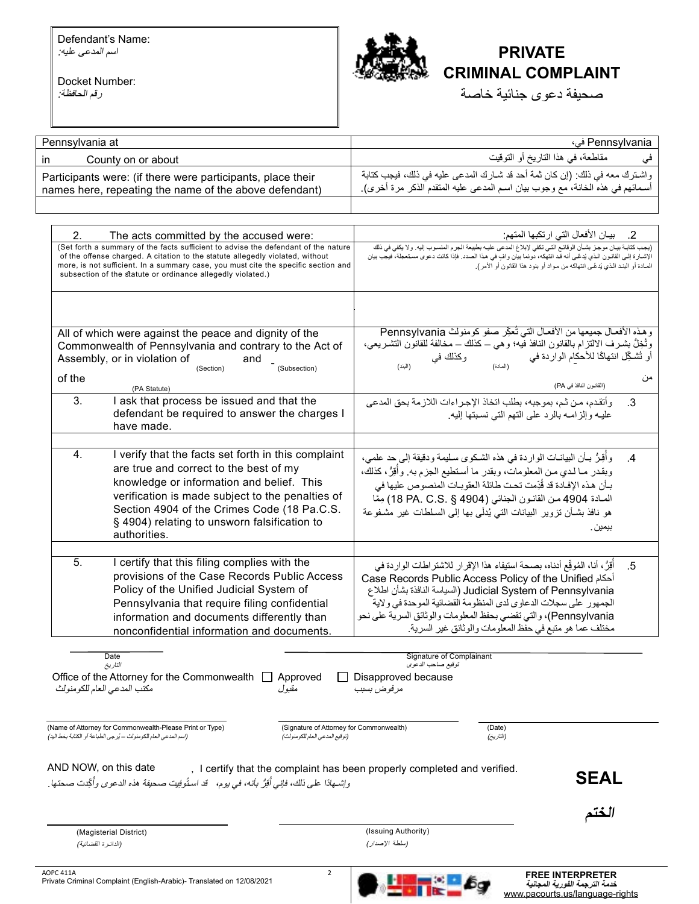| |
|---|
| Defendant's Name: *اسم المدعى عليه:* |
| Docket Number: *رقم الحافظة:* |

# PRIVATE CRIMINAL COMPLAINT

## صحيفة دعوى جنائية خاصة

| | |
|---|---|
| Pennsylvania at | Pennsylvania في، |
| in County on or about | في مقاطعة، في هذا التاريخ أو التوقيت |
| Participants were: (if there were participants, place their names here, repeating the name of the above defendant) | واشترك معه في ذلك: (إن كان ثمة أحد قد شارك المدعى عليه في ذلك، فيجب كتابة أسمائهم في هذه الخانة، مع وجوب بيان اسم المدعى عليه المتقدم الذكر مرة أخرى). |
| | |

| | |
|---|---|
| 2. The acts committed by the accused were: | 2. بيان الأفعال التي ارتكبها المتهم: |
| (Set forth a summary of the facts sufficient to advise the defendant of the nature of the offense charged. A citation to the statute allegedly violated, without more, is not sufficient. In a summary case, you must cite the specific section and subsection of the statute or ordinance allegedly violated.) | (يجب كتابة بيان موجز بشأن الوقائع التي تكفي لإبلاغ المدعى عليه بطبيعة الجرم المنسوب إليه. ولا يكفي في ذلك الإشارة إلى القانون الذي يُدعى أنه قد انتهكه، دونما بيان وافٍ في هذا الصدد. فإذا كانت دعوى مستعجلة، فيجب بيان المادة أو البند الذي يُدعى انتهاكه من مواد أو بنود هذا القانون أو الأمر). |
| | |
| All of which were against the peace and dignity of the Commonwealth of Pennsylvania and contrary to the Act of Assembly, or in violation of ____ (Section) and ____ (Subsection) of the ____ (PA Statute) | وهذه الأفعال جميعها من الأفعال التي تُعكِّر صفو كومنولث Pennsylvania وتُخلُّ بشرف الالتزام بالقانون النافذ فيه؛ وهي – كذلك – مخالفة للقانون التشريعي، أو تُشكِّل انتهاكًا للأحكام الواردة في ____ (المادة) وكذلك في ____ (البند) من ____ (القانون النافذ في PA) |
| 3. I ask that process be issued and that the defendant be required to answer the charges I have made. | 3. وأتقدم، من ثم، بموجبه، بطلب اتخاذ الإجراءات اللازمة بحق المدعى عليه وإلزامه بالرد على التهم التي نسبتها إليه. |
| | |
| 4. I verify that the facts set forth in this complaint are true and correct to the best of my knowledge or information and belief. This verification is made subject to the penalties of Section 4904 of the Crimes Code (18 Pa.C.S. § 4904) relating to unsworn falsification to authorities. | 4. وأُقِرُّ بأن البيانات الواردة في هذه الشكوى سليمة ودقيقة إلى حد علمي، وبقدر ما لدي من المعلومات، وبقدر ما أستطيع الجزم به. وأُقِرُّ، كذلك، بأن هذه الإفادة قد قُدِّمت تحت طائلة العقوبات المنصوص عليها في المادة 4904 من القانون الجنائي (18 PA. C.S. § 4904) مِمَّا هو نافذ بشأن تزوير البيانات التي يُدلَى بها إلى السلطات غير مشفوعة بيمين. |
| | |
| 5. I certify that this filing complies with the provisions of the Case Records Public Access Policy of the Unified Judicial System of Pennsylvania that require filing confidential information and documents differently than nonconfidential information and documents. | 5. أُقِرُّ، أنا، المُوقِّع أدناه، بصحة استيفاء هذا الإقرار للاشتراطات الواردة في أحكام Case Records Public Access Policy of the Unified Judicial System of Pennsylvania (السياسة النافذة بشأن اطلاع الجمهور على سجلات الدعاوى لدى المنظومة القضائية الموحدة في ولاية Pennsylvania)، والتي تقضي بحفظ المعلومات والوثائق السرية على نحو مختلف عما هو متبع في حفظ المعلومات والوثائق غير السرية. |

Date
*التاريخ*

Signature of Complainant
*توقيع صاحب الدعوى*

Office of the Attorney for the Commonwealth ☐ Approved ☐ Disapproved because
*مكتب المدعي العام للكومنولث* *مقبول* *مرفوض بسبب*

(Name of Attorney for Commonwealth-Please Print or Type)
*(اسم المدعي العام للكومنولث – يُرجى الطباعة أو الكتابة بخط اليد)*

(Signature of Attorney for Commonwealth)
*(توقيع المدعي العام للكومنولث)*

(Date)
*(التاريخ)*

AND NOW, on this date ____, I certify that the complaint has been properly completed and verified.
*وإشهادًا على ذلك، فإني أقِرُّ بأنه، في يوم، قد استُوفيت صحيفة هذه الدعوى وأُكِّدت صحتها.*

**SEAL**

**الختم**

(Magisterial District)
*(الدائرة القضائية)*

(Issuing Authority)
*(سلطة الإصدار)*

AOPC 411A
Private Criminal Complaint (English-Arabic)- Translated on 12/08/2021

**FREE INTERPRETER**
***خدمة الترجمة الفورية المجانية***
www.pacourts.us/language-rights